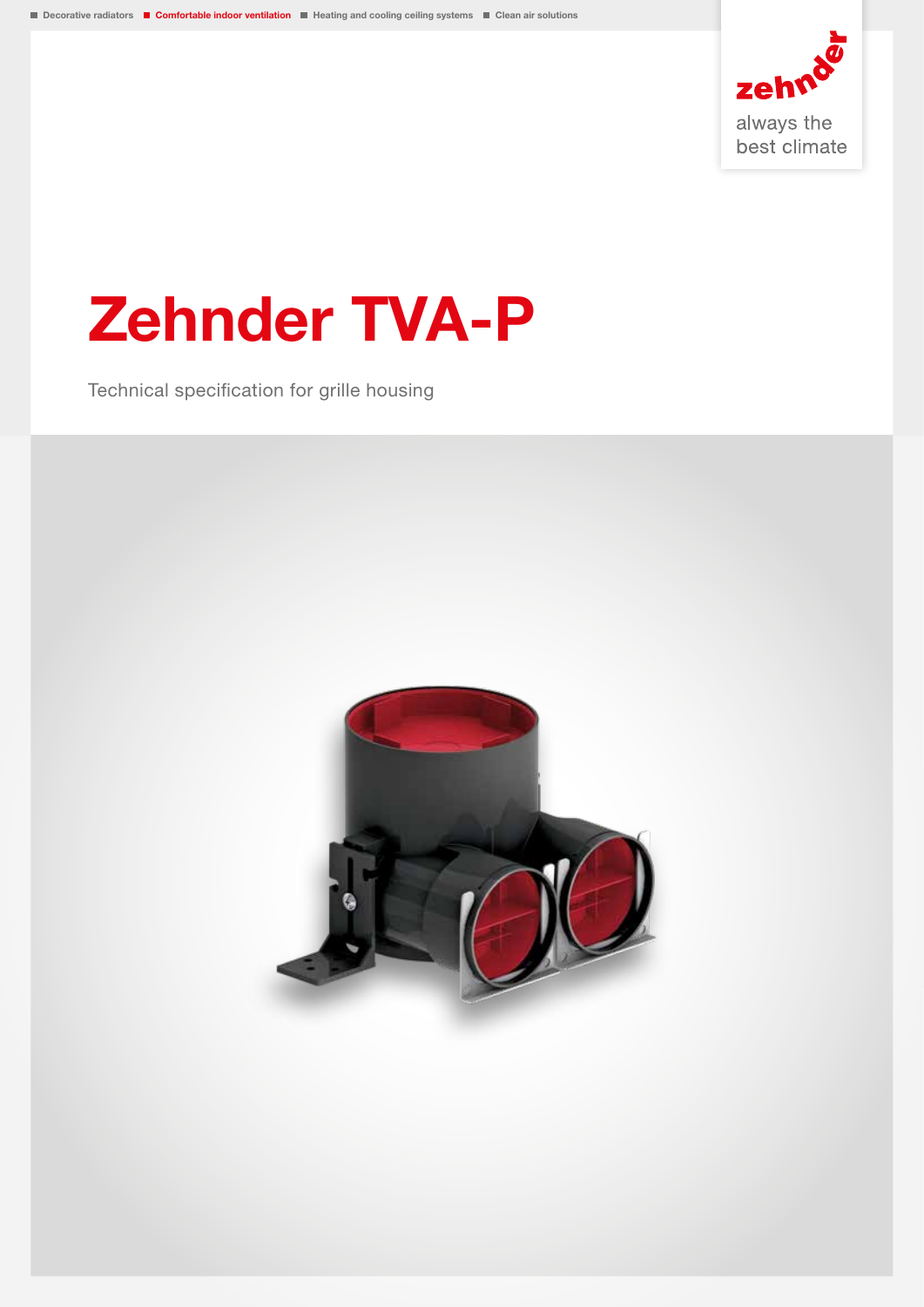Decorative radiators ■ Comfortable indoor ventilation ■ Heating and cooling ceiling systems ■ Clean air solutions

zehnder
always the best climate

# Zehnder TVA-P

Technical specification for grille housing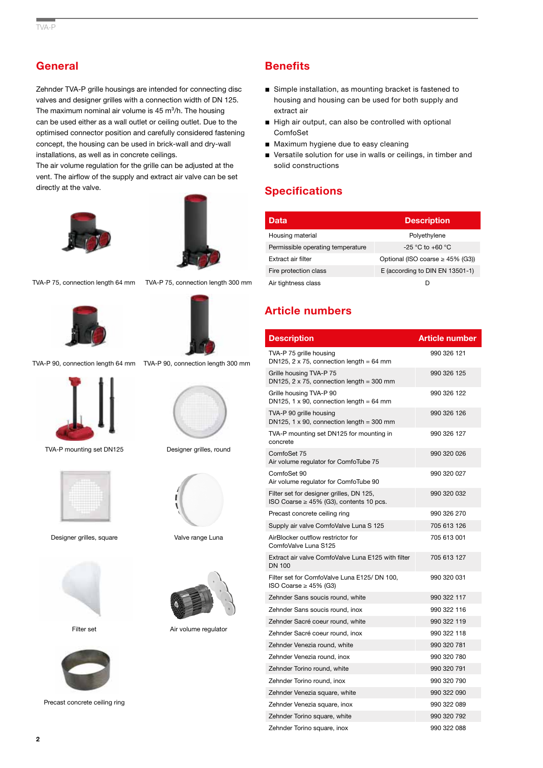## General

Zehnder TVA-P grille housings are intended for connecting disc valves and designer grilles with a connection width of DN 125. The maximum nominal air volume is 45 m$^3$/h. The housing can be used either as a wall outlet or ceiling outlet. Due to the optimised connector position and carefully considered fastening concept, the housing can be used in brick-wall and dry-wall installations, as well as in concrete ceilings.
The air volume regulation for the grille can be adjusted at the vent. The airflow of the supply and extract air valve can be set directly at the valve.

TVA-P 75, connection length 64 mm

TVA-P 75, connection length 300 mm

TVA-P 90, connection length 64 mm

TVA-P 90, connection length 300 mm

TVA-P mounting set DN125

Designer grilles, round

Designer grilles, square

Valve range Luna

Filter set

Air volume regulator

Precast concrete ceiling ring

## Benefits

- Simple installation, as mounting bracket is fastened to housing and housing can be used for both supply and extract air
- High air output, can also be controlled with optional ComfoSet
- Maximum hygiene due to easy cleaning
- Versatile solution for use in walls or ceilings, in timber and solid constructions

## Specifications

| Data | Description |
|---|---|
| Housing material | Polyethylene |
| Permissible operating temperature | -25 °C to +60 °C |
| Extract air filter | Optional (ISO coarse ≥ 45% (G3)) |
| Fire protection class | E (according to DIN EN 13501-1) |
| Air tightness class | D |

## Article numbers

| Description | Article number |
|---|---|
| TVA-P 75 grille housing<br>DN125, 2 x 75, connection length = 64 mm | 990 326 121 |
| Grille housing TVA-P 75<br>DN125, 2 x 75, connection length = 300 mm | 990 326 125 |
| Grille housing TVA-P 90<br>DN125, 1 x 90, connection length = 64 mm | 990 326 122 |
| TVA-P 90 grille housing<br>DN125, 1 x 90, connection length = 300 mm | 990 326 126 |
| TVA-P mounting set DN125 for mounting in concrete | 990 326 127 |
| ComfoSet 75<br>Air volume regulator for ComfoTube 75 | 990 320 026 |
| ComfoSet 90<br>Air volume regulator for ComfoTube 90 | 990 320 027 |
| Filter set for designer grilles, DN 125,<br>ISO Coarse ≥ 45% (G3), contents 10 pcs. | 990 320 032 |
| Precast concrete ceiling ring | 990 326 270 |
| Supply air valve ComfoValve Luna S 125 | 705 613 126 |
| AirBlocker outflow restrictor for ComfoValve Luna S125 | 705 613 001 |
| Extract air valve ComfoValve Luna E125 with filter DN 100 | 705 613 127 |
| Filter set for ComfoValve Luna E125/ DN 100,<br>ISO Coarse ≥ 45% (G3) | 990 320 031 |
| Zehnder Sans soucis round, white | 990 322 117 |
| Zehnder Sans soucis round, inox | 990 322 116 |
| Zehnder Sacré coeur round, white | 990 322 119 |
| Zehnder Sacré coeur round, inox | 990 322 118 |
| Zehnder Venezia round, white | 990 320 781 |
| Zehnder Venezia round, inox | 990 320 780 |
| Zehnder Torino round, white | 990 320 791 |
| Zehnder Torino round, inox | 990 320 790 |
| Zehnder Venezia square, white | 990 322 090 |
| Zehnder Venezia square, inox | 990 322 089 |
| Zehnder Torino square, white | 990 320 792 |
| Zehnder Torino square, inox | 990 322 088 |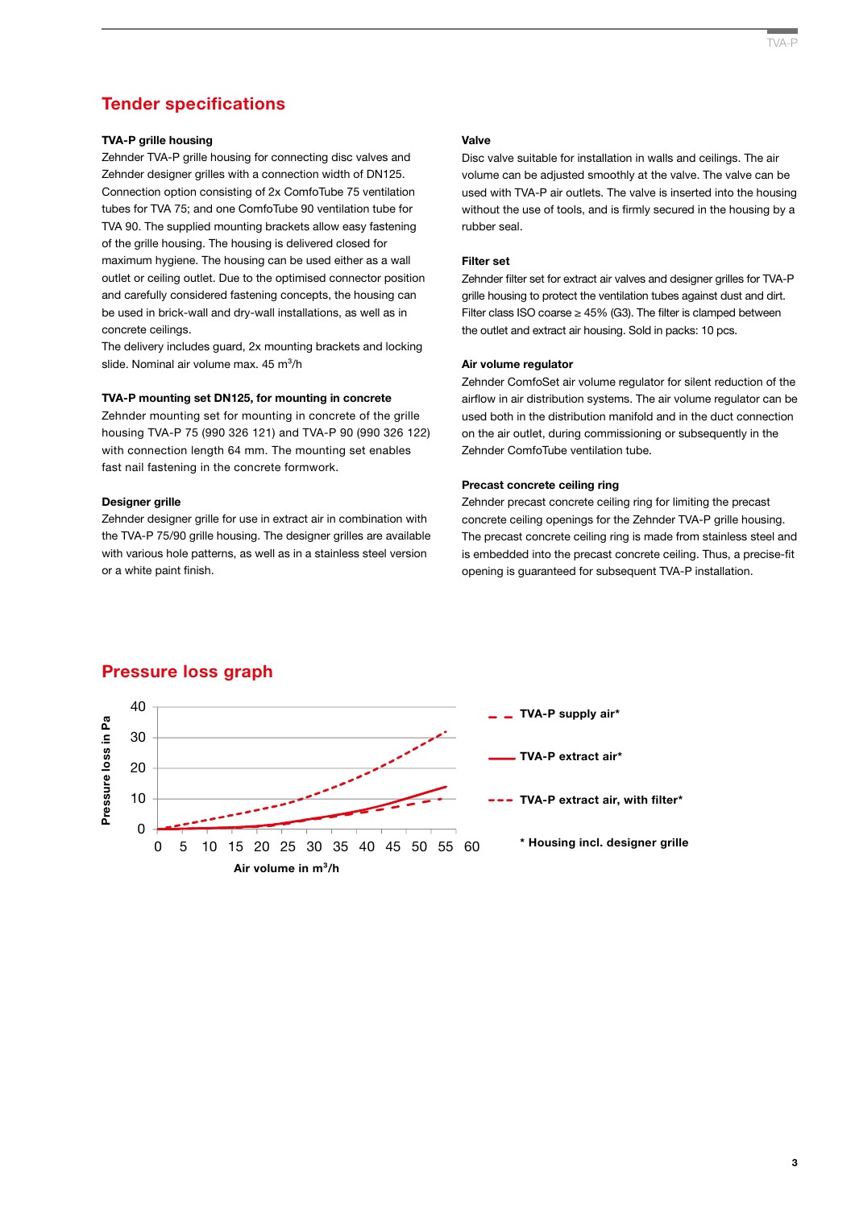## Tender specifications

**TVA-P grille housing**

Zehnder TVA-P grille housing for connecting disc valves and Zehnder designer grilles with a connection width of DN125. Connection option consisting of 2x ComfoTube 75 ventilation tubes for TVA 75; and one ComfoTube 90 ventilation tube for TVA 90. The supplied mounting brackets allow easy fastening of the grille housing. The housing is delivered closed for maximum hygiene. The housing can be used either as a wall outlet or ceiling outlet. Due to the optimised connector position and carefully considered fastening concepts, the housing can be used in brick-wall and dry-wall installations, as well as in concrete ceilings.
The delivery includes guard, 2x mounting brackets and locking slide. Nominal air volume max. 45 $m^3/h$

**TVA-P mounting set DN125, for mounting in concrete**

Zehnder mounting set for mounting in concrete of the grille housing TVA-P 75 (990 326 121) and TVA-P 90 (990 326 122) with connection length 64 mm. The mounting set enables fast nail fastening in the concrete formwork.

**Designer grille**

Zehnder designer grille for use in extract air in combination with the TVA-P 75/90 grille housing. The designer grilles are available with various hole patterns, as well as in a stainless steel version or a white paint finish.

**Valve**

Disc valve suitable for installation in walls and ceilings. The air volume can be adjusted smoothly at the valve. The valve can be used with TVA-P air outlets. The valve is inserted into the housing without the use of tools, and is firmly secured in the housing by a rubber seal.

**Filter set**

Zehnder filter set for extract air valves and designer grilles for TVA-P grille housing to protect the ventilation tubes against dust and dirt. Filter class ISO coarse ≥ 45% (G3). The filter is clamped between the outlet and extract air housing. Sold in packs: 10 pcs.

**Air volume regulator**

Zehnder ComfoSet air volume regulator for silent reduction of the airflow in air distribution systems. The air volume regulator can be used both in the distribution manifold and in the duct connection on the air outlet, during commissioning or subsequently in the Zehnder ComfoTube ventilation tube.

**Precast concrete ceiling ring**

Zehnder precast concrete ceiling ring for limiting the precast concrete ceiling openings for the Zehnder TVA-P grille housing. The precast concrete ceiling ring is made from stainless steel and is embedded into the precast concrete ceiling. Thus, a precise-fit opening is guaranteed for subsequent TVA-P installation.

## Pressure loss graph

Pressure loss in Pa (0–40) vs. Air volume in $m^3/h$ (0–60)

- TVA-P supply air*
- TVA-P extract air*
- TVA-P extract air, with filter*

\* Housing incl. designer grille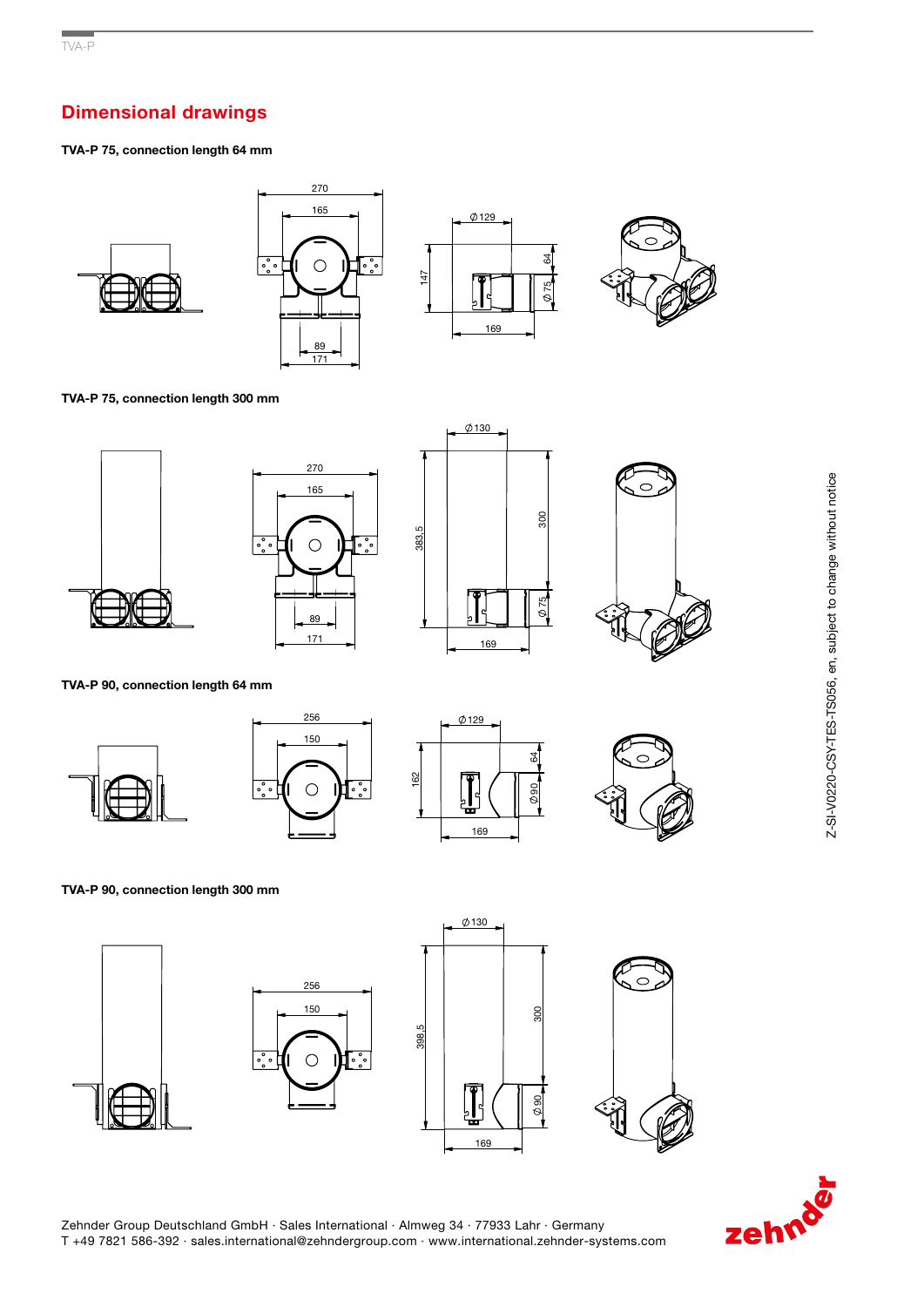## Dimensional drawings

**TVA-P 75, connection length 64 mm**

270
165
89
171
Ø129
147
64
Ø75
169

**TVA-P 75, connection length 300 mm**

270
165
89
171
Ø130
383,5
300
Ø75
169

**TVA-P 90, connection length 64 mm**

256
150
Ø129
162
64
Ø90
169

**TVA-P 90, connection length 300 mm**

256
150
Ø130
398,5
300
Ø90
169

Z-SI-V0220-CSY-TES-TS056, en, subject to change without notice

Zehnder Group Deutschland GmbH · Sales International · Almweg 34 · 77933 Lahr · Germany
T +49 7821 586-392 · sales.international@zehndergroup.com · www.international.zehnder-systems.com